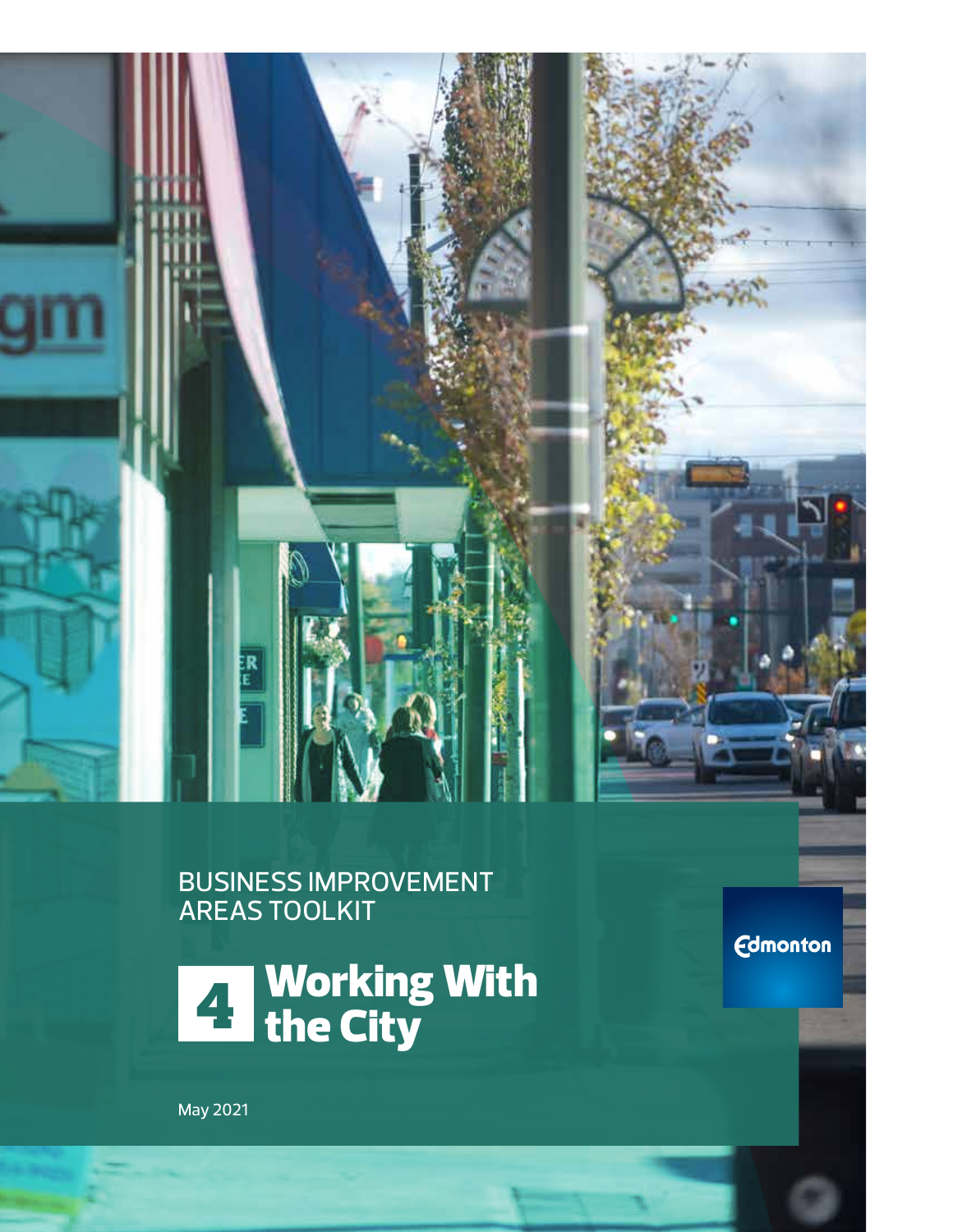BUSINESS IMPROVEMENT AREAS TOOLKIT

# 4 Working With the City

Edmonton

May 2021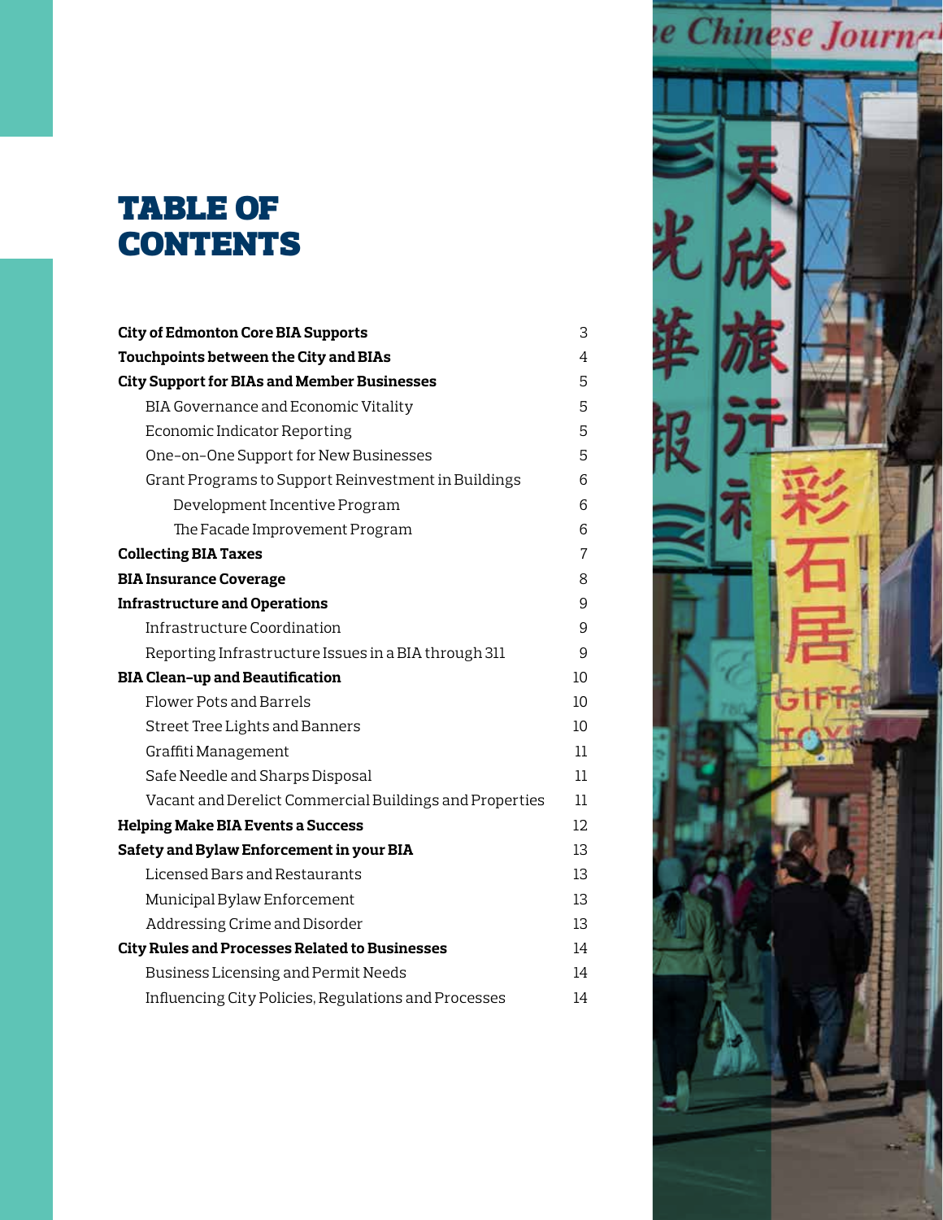# TABLE OF CONTENTS

| | |
|---|---|
| **City of Edmonton Core BIA Supports** | 3 |
| **Touchpoints between the City and BIAs** | 4 |
| **City Support for BIAs and Member Businesses** | 5 |
| BIA Governance and Economic Vitality | 5 |
| Economic Indicator Reporting | 5 |
| One-on-One Support for New Businesses | 5 |
| Grant Programs to Support Reinvestment in Buildings | 6 |
| Development Incentive Program | 6 |
| The Facade Improvement Program | 6 |
| **Collecting BIA Taxes** | 7 |
| **BIA Insurance Coverage** | 8 |
| **Infrastructure and Operations** | 9 |
| Infrastructure Coordination | 9 |
| Reporting Infrastructure Issues in a BIA through 311 | 9 |
| **BIA Clean-up and Beautification** | 10 |
| Flower Pots and Barrels | 10 |
| Street Tree Lights and Banners | 10 |
| Graffiti Management | 11 |
| Safe Needle and Sharps Disposal | 11 |
| Vacant and Derelict Commercial Buildings and Properties | 11 |
| **Helping Make BIA Events a Success** | 12 |
| **Safety and Bylaw Enforcement in your BIA** | 13 |
| Licensed Bars and Restaurants | 13 |
| Municipal Bylaw Enforcement | 13 |
| Addressing Crime and Disorder | 13 |
| **City Rules and Processes Related to Businesses** | 14 |
| Business Licensing and Permit Needs | 14 |
| Influencing City Policies, Regulations and Processes | 14 |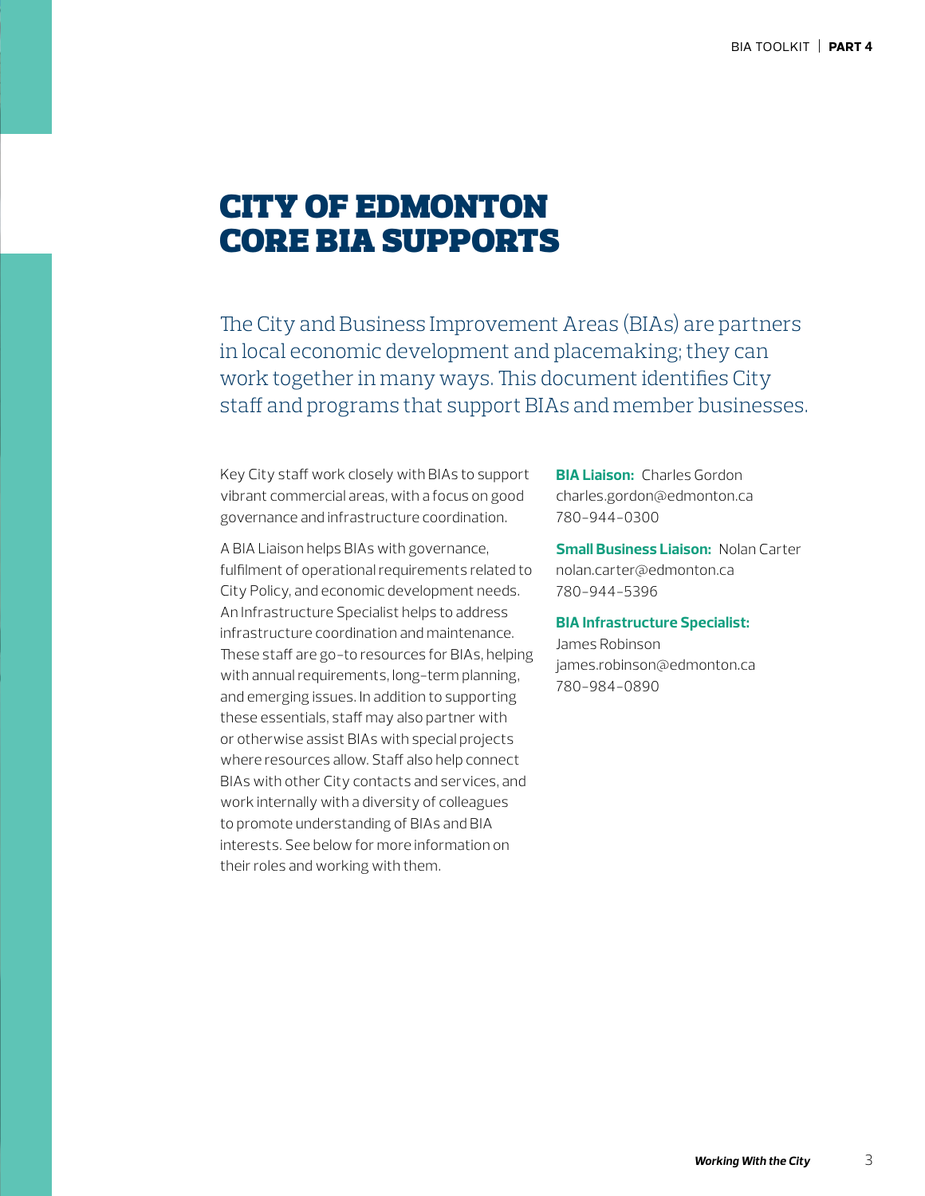# CITY OF EDMONTON CORE BIA SUPPORTS

The City and Business Improvement Areas (BIAs) are partners in local economic development and placemaking; they can work together in many ways. This document identifies City staff and programs that support BIAs and member businesses.

Key City staff work closely with BIAs to support vibrant commercial areas, with a focus on good governance and infrastructure coordination.

A BIA Liaison helps BIAs with governance, fulfilment of operational requirements related to City Policy, and economic development needs. An Infrastructure Specialist helps to address infrastructure coordination and maintenance. These staff are go-to resources for BIAs, helping with annual requirements, long-term planning, and emerging issues. In addition to supporting these essentials, staff may also partner with or otherwise assist BIAs with special projects where resources allow. Staff also help connect BIAs with other City contacts and services, and work internally with a diversity of colleagues to promote understanding of BIAs and BIA interests. See below for more information on their roles and working with them.

**BIA Liaison:** Charles Gordon
charles.gordon@edmonton.ca
780-944-0300

**Small Business Liaison:** Nolan Carter
nolan.carter@edmonton.ca
780-944-5396

**BIA Infrastructure Specialist:**
James Robinson
james.robinson@edmonton.ca
780-984-0890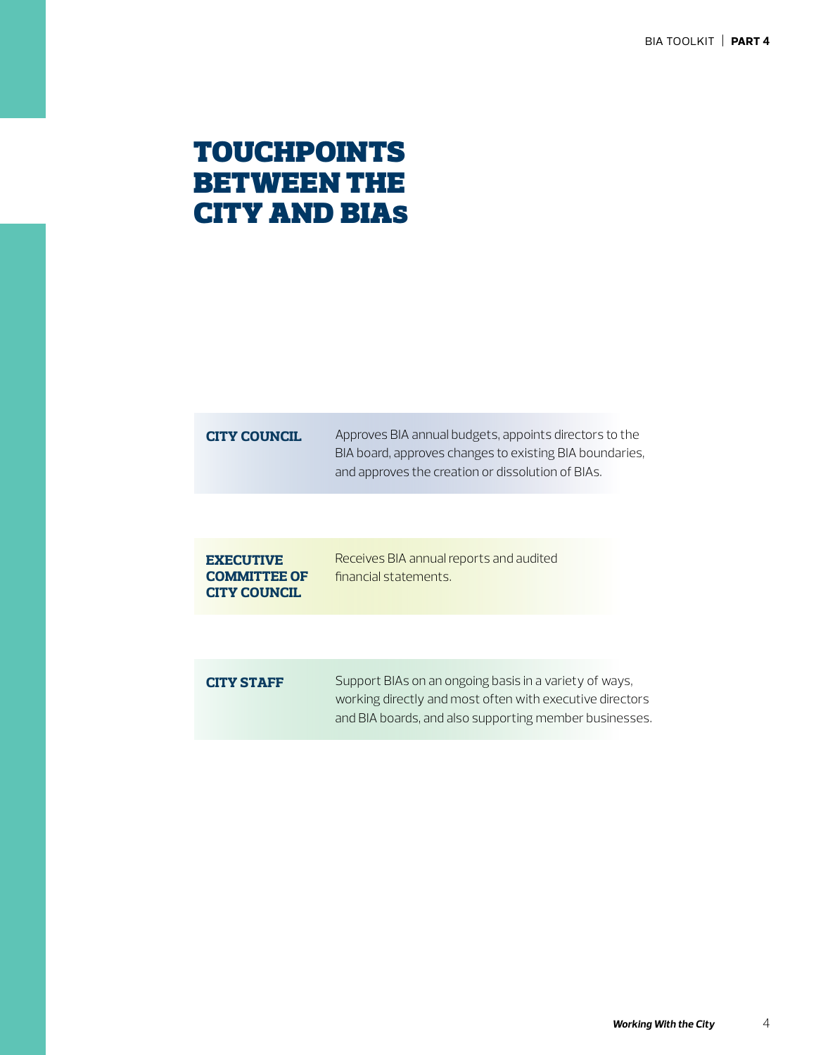# TOUCHPOINTS BETWEEN THE CITY AND BIAs

**CITY COUNCIL**

Approves BIA annual budgets, appoints directors to the BIA board, approves changes to existing BIA boundaries, and approves the creation or dissolution of BIAs.

**EXECUTIVE COMMITTEE OF CITY COUNCIL**

Receives BIA annual reports and audited financial statements.

**CITY STAFF**

Support BIAs on an ongoing basis in a variety of ways, working directly and most often with executive directors and BIA boards, and also supporting member businesses.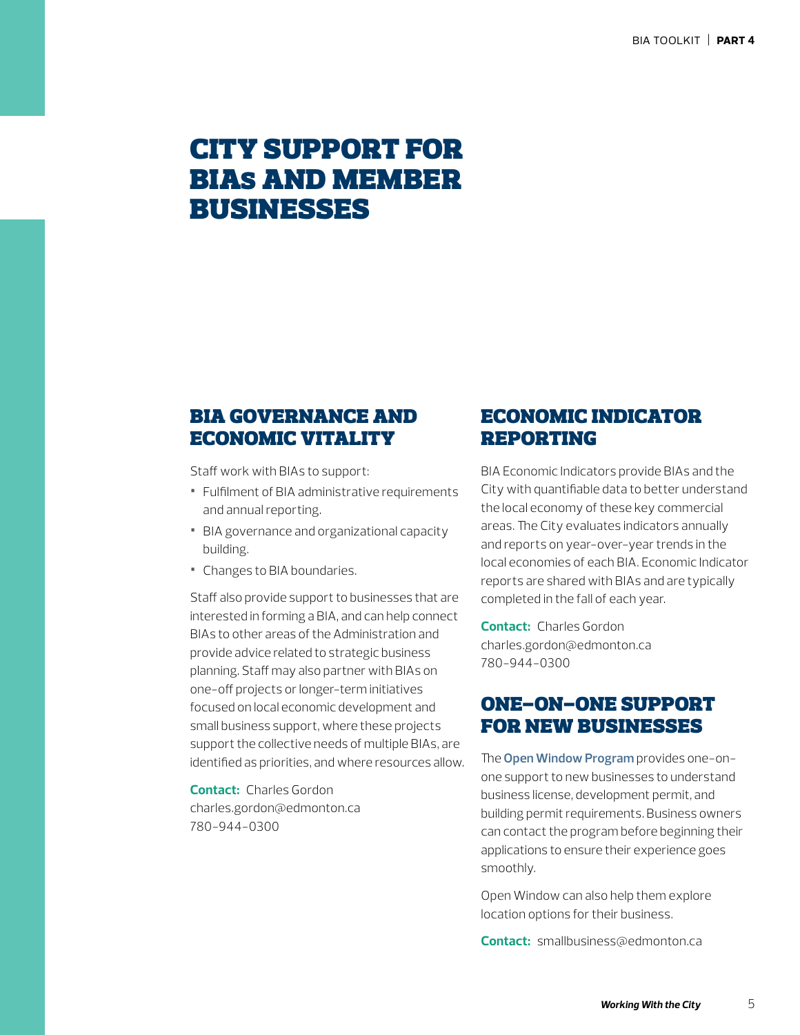# CITY SUPPORT FOR BIAs AND MEMBER BUSINESSES

## BIA GOVERNANCE AND ECONOMIC VITALITY

Staff work with BIAs to support:

- Fulfilment of BIA administrative requirements and annual reporting.
- BIA governance and organizational capacity building.
- Changes to BIA boundaries.

Staff also provide support to businesses that are interested in forming a BIA, and can help connect BIAs to other areas of the Administration and provide advice related to strategic business planning. Staff may also partner with BIAs on one-off projects or longer-term initiatives focused on local economic development and small business support, where these projects support the collective needs of multiple BIAs, are identified as priorities, and where resources allow.

**Contact:** Charles Gordon
charles.gordon@edmonton.ca
780-944-0300

## ECONOMIC INDICATOR REPORTING

BIA Economic Indicators provide BIAs and the City with quantifiable data to better understand the local economy of these key commercial areas. The City evaluates indicators annually and reports on year-over-year trends in the local economies of each BIA. Economic Indicator reports are shared with BIAs and are typically completed in the fall of each year.

**Contact:** Charles Gordon
charles.gordon@edmonton.ca
780-944-0300

## ONE-ON-ONE SUPPORT FOR NEW BUSINESSES

The **Open Window Program** provides one-on-one support to new businesses to understand business license, development permit, and building permit requirements. Business owners can contact the program before beginning their applications to ensure their experience goes smoothly.

Open Window can also help them explore location options for their business.

**Contact:** smallbusiness@edmonton.ca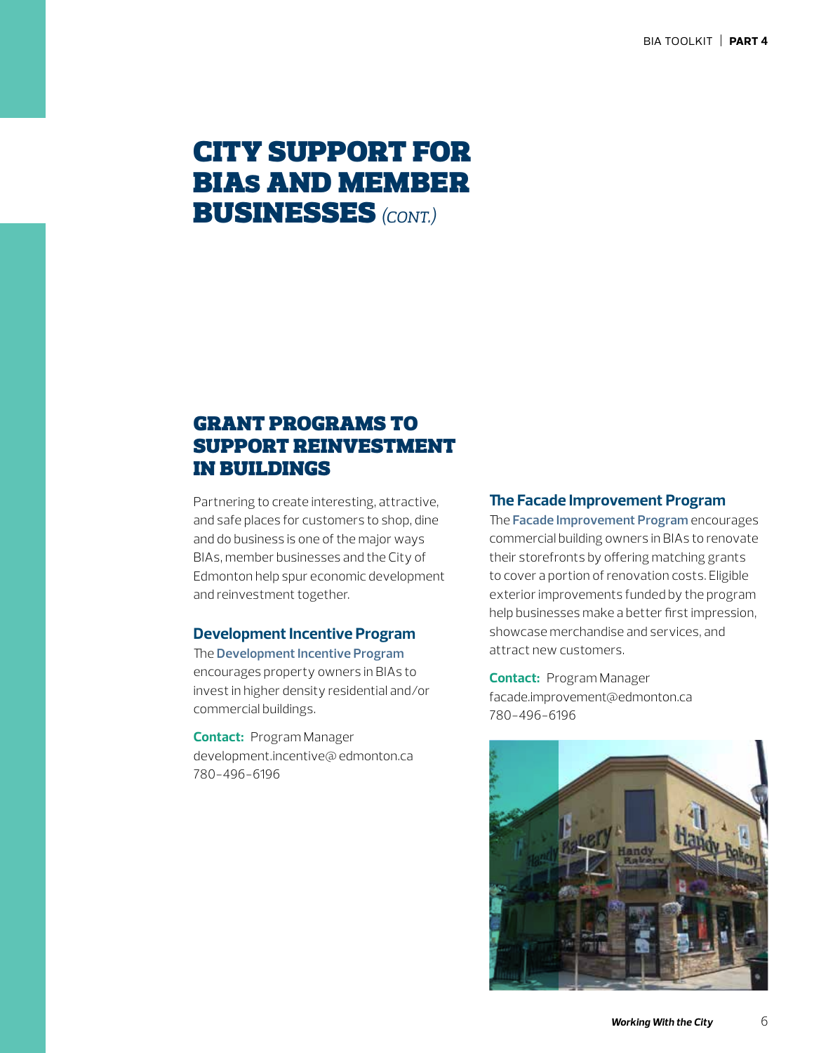# CITY SUPPORT FOR BIAs AND MEMBER BUSINESSES *(CONT.)*

## GRANT PROGRAMS TO SUPPORT REINVESTMENT IN BUILDINGS

Partnering to create interesting, attractive, and safe places for customers to shop, dine and do business is one of the major ways BIAs, member businesses and the City of Edmonton help spur economic development and reinvestment together.

### Development Incentive Program

The **Development Incentive Program** encourages property owners in BIAs to invest in higher density residential and/or commercial buildings.

**Contact:** Program Manager
development.incentive@ edmonton.ca
780-496-6196

### The Facade Improvement Program

The **Facade Improvement Program** encourages commercial building owners in BIAs to renovate their storefronts by offering matching grants to cover a portion of renovation costs. Eligible exterior improvements funded by the program help businesses make a better first impression, showcase merchandise and services, and attract new customers.

**Contact:** Program Manager
facade.improvement@edmonton.ca
780-496-6196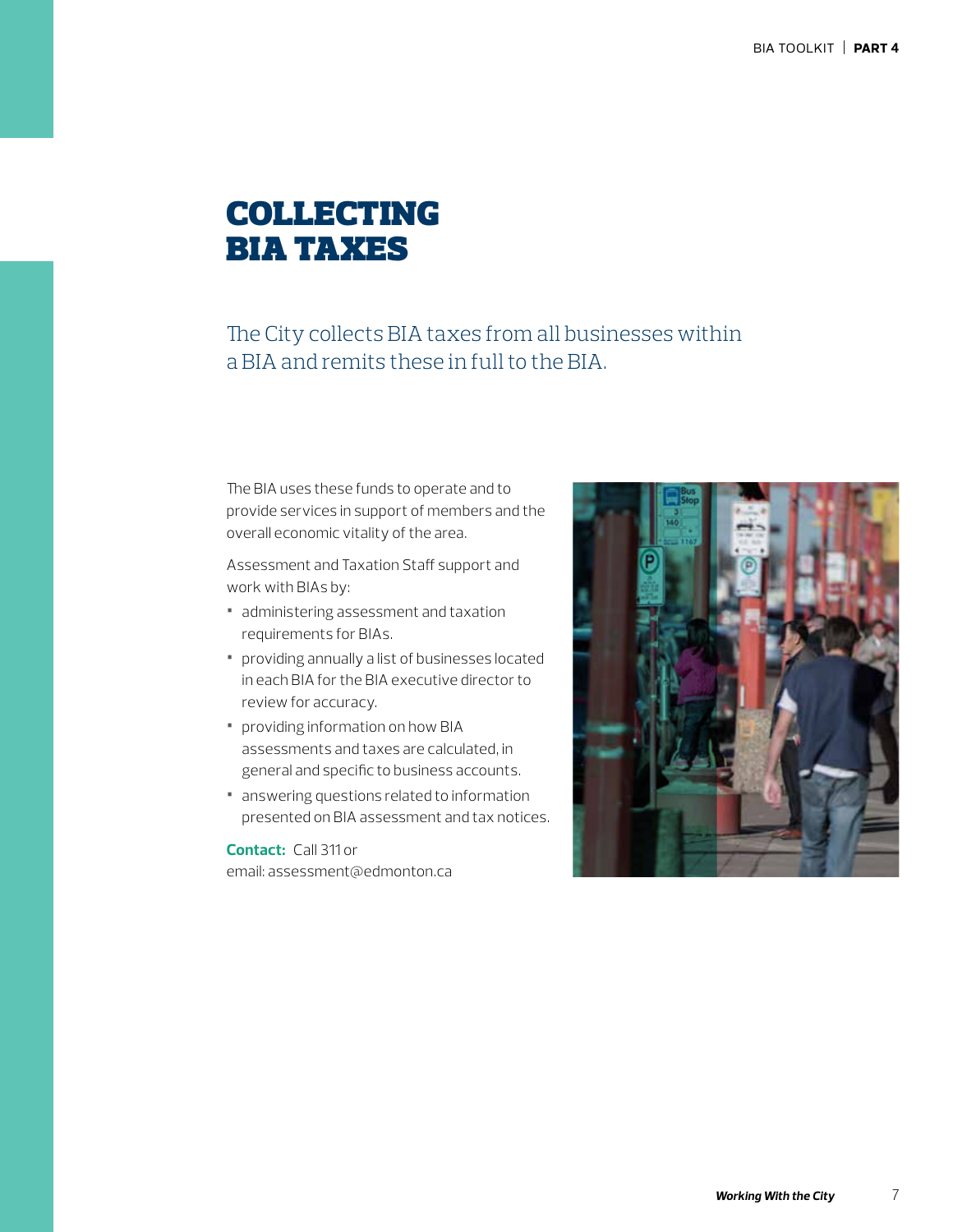# COLLECTING BIA TAXES

The City collects BIA taxes from all businesses within a BIA and remits these in full to the BIA.

The BIA uses these funds to operate and to provide services in support of members and the overall economic vitality of the area.

Assessment and Taxation Staff support and work with BIAs by:

- administering assessment and taxation requirements for BIAs.
- providing annually a list of businesses located in each BIA for the BIA executive director to review for accuracy.
- providing information on how BIA assessments and taxes are calculated, in general and specific to business accounts.
- answering questions related to information presented on BIA assessment and tax notices.

**Contact:** Call 311 or email: assessment@edmonton.ca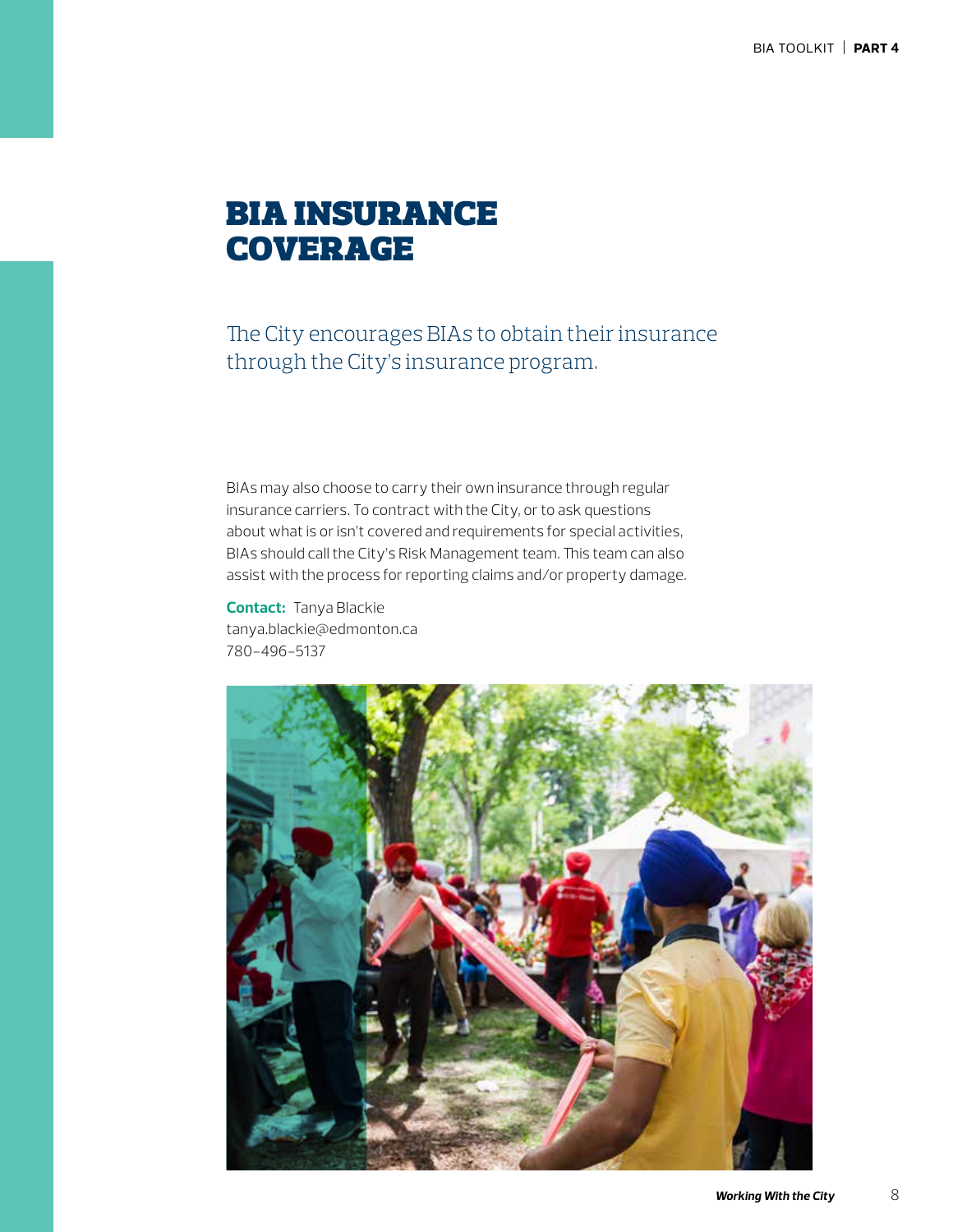# BIA INSURANCE COVERAGE

The City encourages BIAs to obtain their insurance through the City's insurance program.

BIAs may also choose to carry their own insurance through regular insurance carriers. To contract with the City, or to ask questions about what is or isn't covered and requirements for special activities, BIAs should call the City's Risk Management team. This team can also assist with the process for reporting claims and/or property damage.

**Contact:** Tanya Blackie
tanya.blackie@edmonton.ca
780-496-5137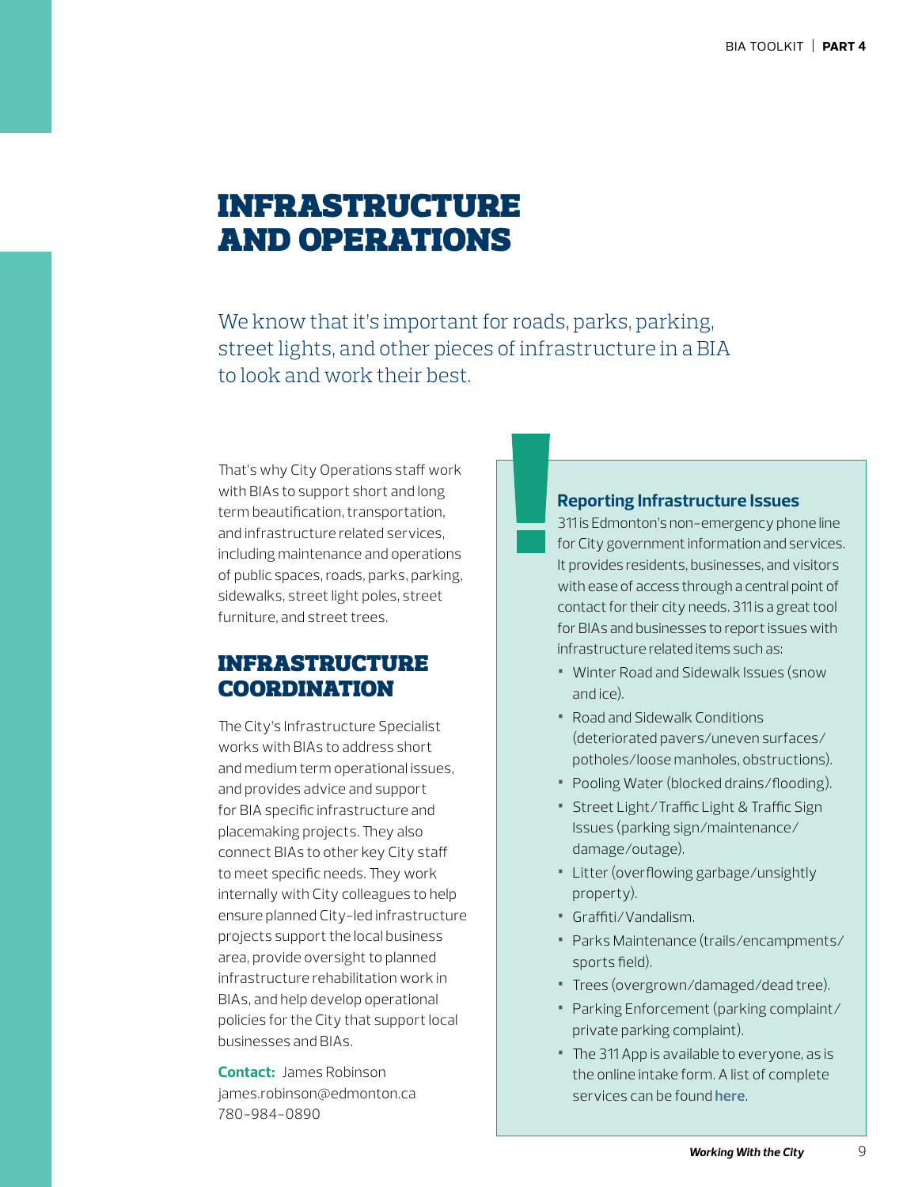# INFRASTRUCTURE AND OPERATIONS

We know that it's important for roads, parks, parking, street lights, and other pieces of infrastructure in a BIA to look and work their best.

That's why City Operations staff work with BIAs to support short and long term beautification, transportation, and infrastructure related services, including maintenance and operations of public spaces, roads, parks, parking, sidewalks, street light poles, street furniture, and street trees.

## INFRASTRUCTURE COORDINATION

The City's Infrastructure Specialist works with BIAs to address short and medium term operational issues, and provides advice and support for BIA specific infrastructure and placemaking projects. They also connect BIAs to other key City staff to meet specific needs. They work internally with City colleagues to help ensure planned City-led infrastructure projects support the local business area, provide oversight to planned infrastructure rehabilitation work in BIAs, and help develop operational policies for the City that support local businesses and BIAs.

**Contact:** James Robinson
james.robinson@edmonton.ca
780-984-0890

### Reporting Infrastructure Issues

311 is Edmonton's non-emergency phone line for City government information and services. It provides residents, businesses, and visitors with ease of access through a central point of contact for their city needs. 311 is a great tool for BIAs and businesses to report issues with infrastructure related items such as:

- Winter Road and Sidewalk Issues (snow and ice).
- Road and Sidewalk Conditions (deteriorated pavers/uneven surfaces/potholes/loose manholes, obstructions).
- Pooling Water (blocked drains/flooding).
- Street Light/Traffic Light & Traffic Sign Issues (parking sign/maintenance/damage/outage).
- Litter (overflowing garbage/unsightly property).
- Graffiti/Vandalism.
- Parks Maintenance (trails/encampments/sports field).
- Trees (overgrown/damaged/dead tree).
- Parking Enforcement (parking complaint/private parking complaint).
- The 311 App is available to everyone, as is the online intake form. A list of complete services can be found **here**.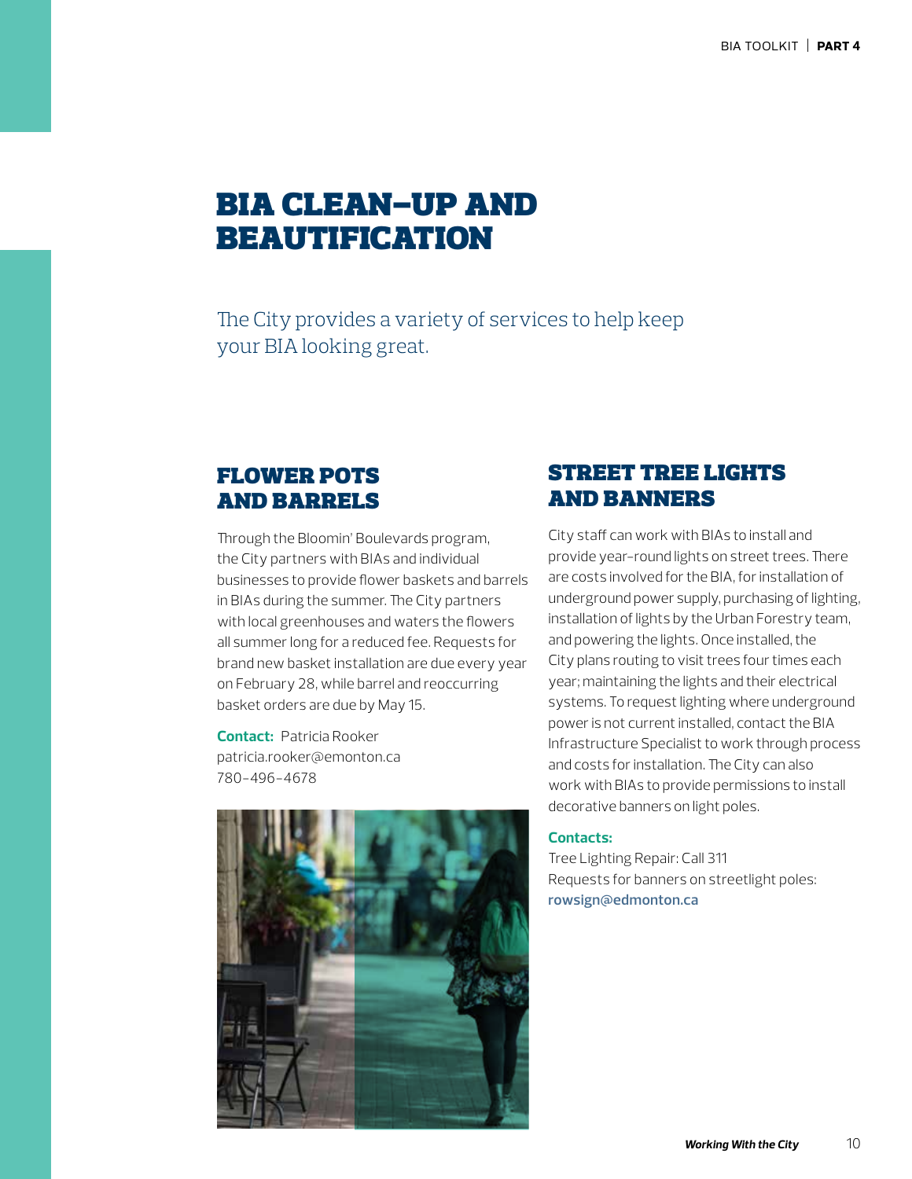# BIA CLEAN-UP AND BEAUTIFICATION

The City provides a variety of services to help keep your BIA looking great.

## FLOWER POTS AND BARRELS

Through the Bloomin' Boulevards program, the City partners with BIAs and individual businesses to provide flower baskets and barrels in BIAs during the summer. The City partners with local greenhouses and waters the flowers all summer long for a reduced fee. Requests for brand new basket installation are due every year on February 28, while barrel and reoccurring basket orders are due by May 15.

**Contact:** Patricia Rooker
patricia.rooker@emonton.ca
780-496-4678

## STREET TREE LIGHTS AND BANNERS

City staff can work with BIAs to install and provide year-round lights on street trees. There are costs involved for the BIA, for installation of underground power supply, purchasing of lighting, installation of lights by the Urban Forestry team, and powering the lights. Once installed, the City plans routing to visit trees four times each year; maintaining the lights and their electrical systems. To request lighting where underground power is not current installed, contact the BIA Infrastructure Specialist to work through process and costs for installation. The City can also work with BIAs to provide permissions to install decorative banners on light poles.

**Contacts:**
Tree Lighting Repair: Call 311
Requests for banners on streetlight poles:
**rowsign@edmonton.ca**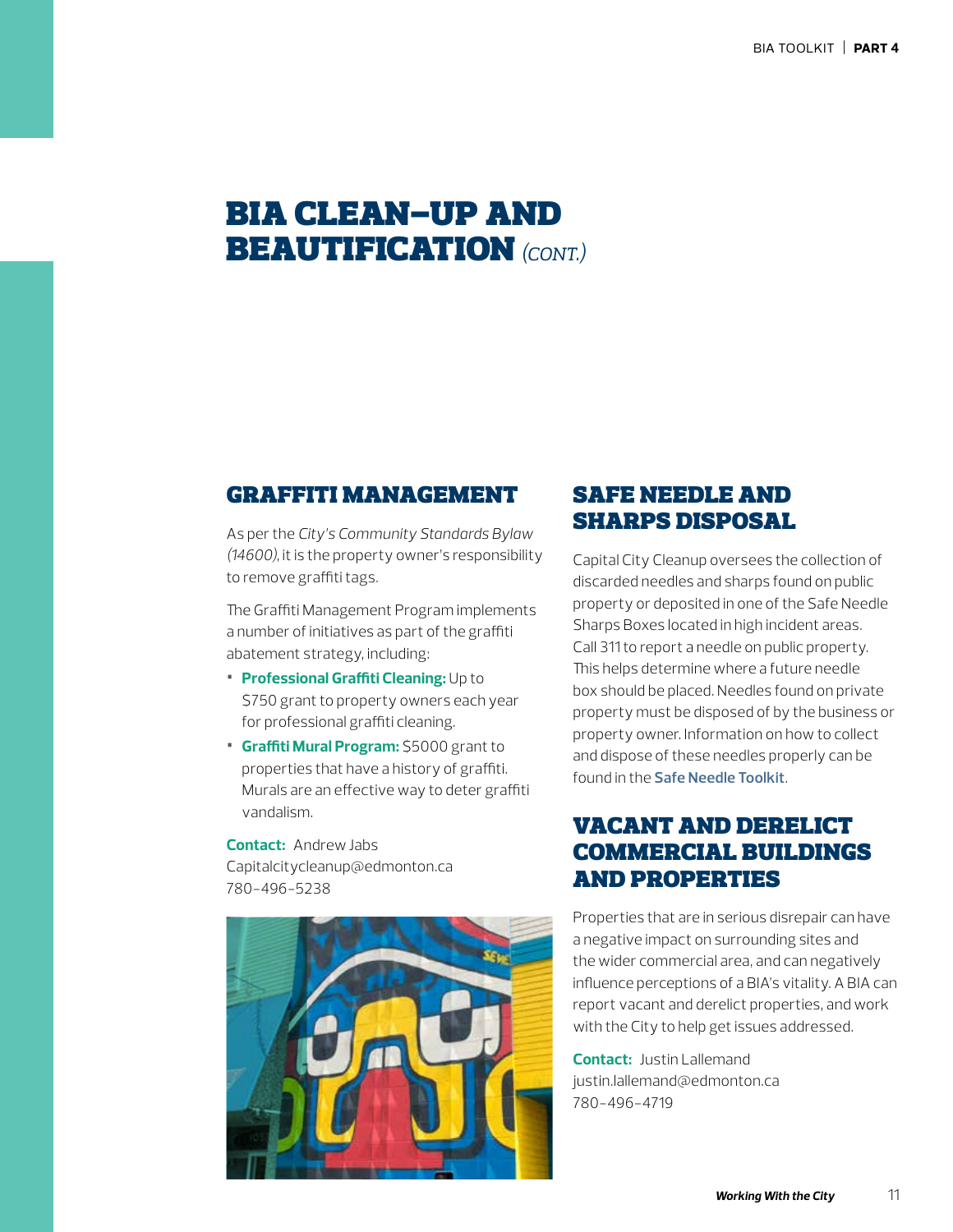# BIA CLEAN-UP AND BEAUTIFICATION *(CONT.)*

## GRAFFITI MANAGEMENT

As per the *City's Community Standards Bylaw (14600)*, it is the property owner's responsibility to remove graffiti tags.

The Graffiti Management Program implements a number of initiatives as part of the graffiti abatement strategy, including:

- **Professional Graffiti Cleaning:** Up to $750 grant to property owners each year for professional graffiti cleaning.
- **Graffiti Mural Program:** $5000 grant to properties that have a history of graffiti. Murals are an effective way to deter graffiti vandalism.

**Contact:** Andrew Jabs
Capitalcitycleanup@edmonton.ca
780-496-5238

## SAFE NEEDLE AND SHARPS DISPOSAL

Capital City Cleanup oversees the collection of discarded needles and sharps found on public property or deposited in one of the Safe Needle Sharps Boxes located in high incident areas. Call 311 to report a needle on public property. This helps determine where a future needle box should be placed. Needles found on private property must be disposed of by the business or property owner. Information on how to collect and dispose of these needles properly can be found in the **Safe Needle Toolkit**.

## VACANT AND DERELICT COMMERCIAL BUILDINGS AND PROPERTIES

Properties that are in serious disrepair can have a negative impact on surrounding sites and the wider commercial area, and can negatively influence perceptions of a BIA's vitality. A BIA can report vacant and derelict properties, and work with the City to help get issues addressed.

**Contact:** Justin Lallemand
justin.lallemand@edmonton.ca
780-496-4719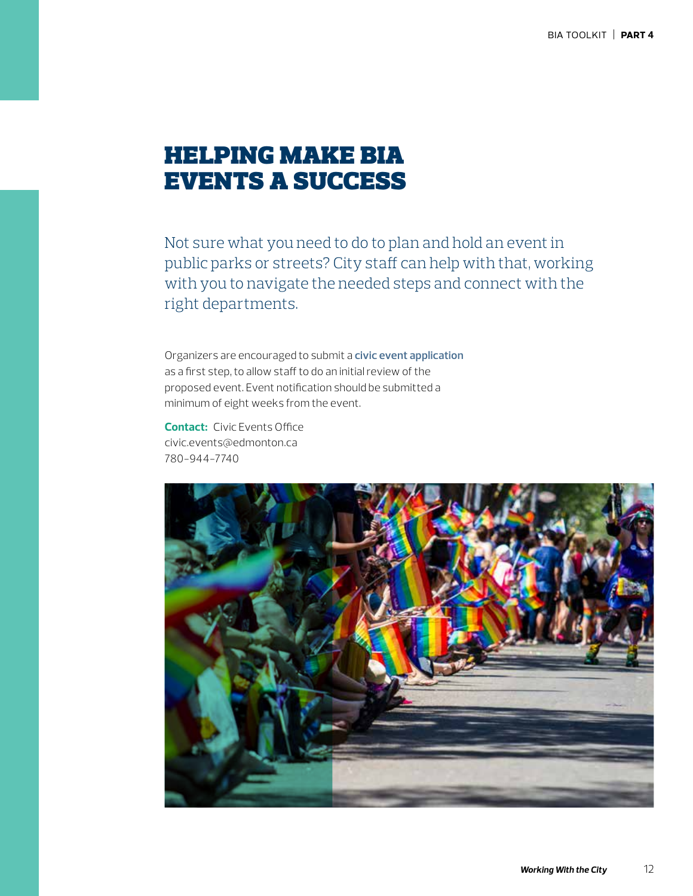# HELPING MAKE BIA EVENTS A SUCCESS

Not sure what you need to do to plan and hold an event in public parks or streets? City staff can help with that, working with you to navigate the needed steps and connect with the right departments.

Organizers are encouraged to submit a **civic event application** as a first step, to allow staff to do an initial review of the proposed event. Event notification should be submitted a minimum of eight weeks from the event.

**Contact:** Civic Events Office
civic.events@edmonton.ca
780-944-7740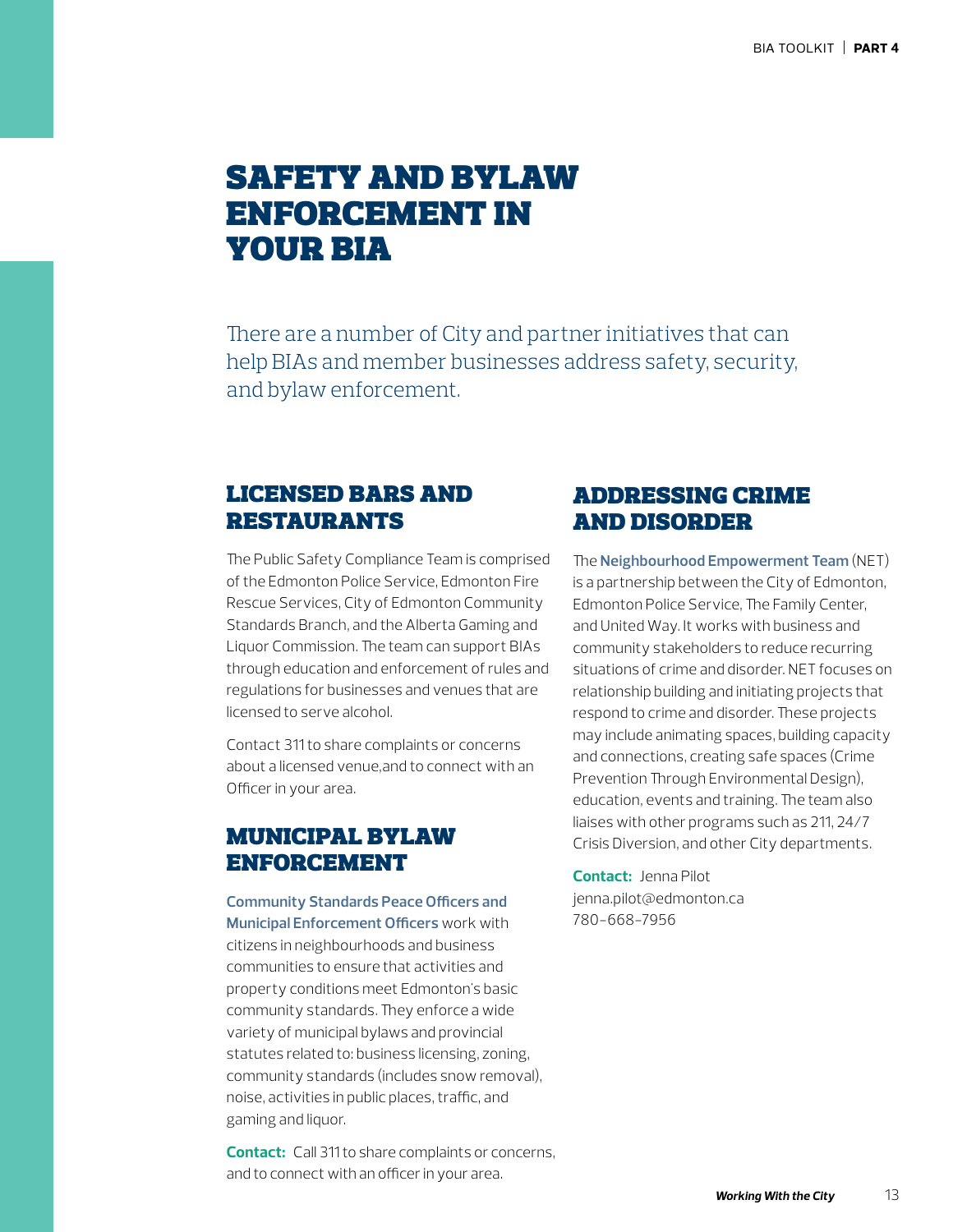# SAFETY AND BYLAW ENFORCEMENT IN YOUR BIA

There are a number of City and partner initiatives that can help BIAs and member businesses address safety, security, and bylaw enforcement.

## LICENSED BARS AND RESTAURANTS

The Public Safety Compliance Team is comprised of the Edmonton Police Service, Edmonton Fire Rescue Services, City of Edmonton Community Standards Branch, and the Alberta Gaming and Liquor Commission. The team can support BIAs through education and enforcement of rules and regulations for businesses and venues that are licensed to serve alcohol.

Contact 311 to share complaints or concerns about a licensed venue,and to connect with an Officer in your area.

## MUNICIPAL BYLAW ENFORCEMENT

**Community Standards Peace Officers and Municipal Enforcement Officers** work with citizens in neighbourhoods and business communities to ensure that activities and property conditions meet Edmonton's basic community standards. They enforce a wide variety of municipal bylaws and provincial statutes related to: business licensing, zoning, community standards (includes snow removal), noise, activities in public places, traffic, and gaming and liquor.

**Contact:** Call 311 to share complaints or concerns, and to connect with an officer in your area.

## ADDRESSING CRIME AND DISORDER

The **Neighbourhood Empowerment Team** (NET) is a partnership between the City of Edmonton, Edmonton Police Service, The Family Center, and United Way. It works with business and community stakeholders to reduce recurring situations of crime and disorder. NET focuses on relationship building and initiating projects that respond to crime and disorder. These projects may include animating spaces, building capacity and connections, creating safe spaces (Crime Prevention Through Environmental Design), education, events and training. The team also liaises with other programs such as 211, 24/7 Crisis Diversion, and other City departments.

**Contact:** Jenna Pilot
jenna.pilot@edmonton.ca
780-668-7956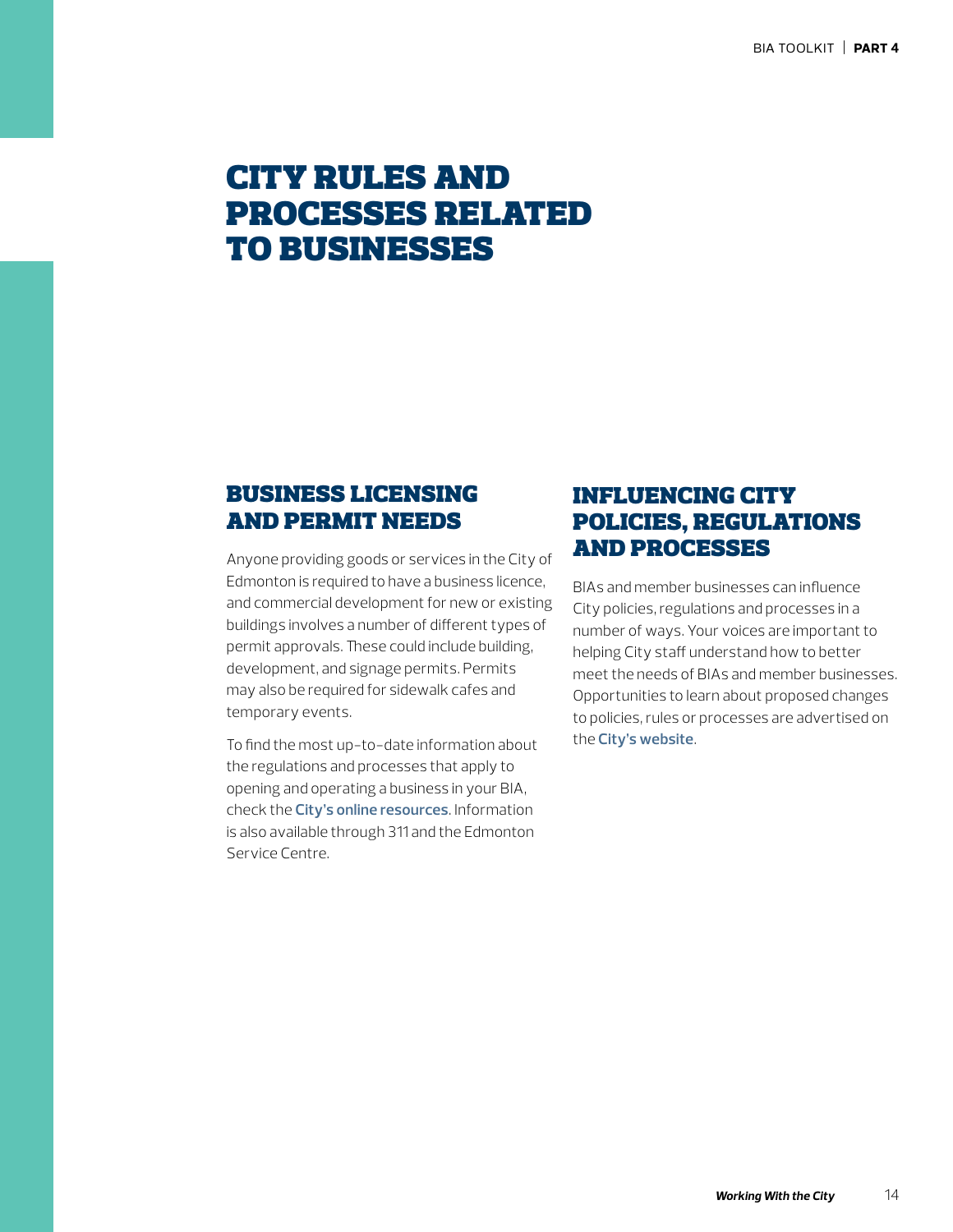# CITY RULES AND PROCESSES RELATED TO BUSINESSES

## BUSINESS LICENSING AND PERMIT NEEDS

Anyone providing goods or services in the City of Edmonton is required to have a business licence, and commercial development for new or existing buildings involves a number of different types of permit approvals. These could include building, development, and signage permits. Permits may also be required for sidewalk cafes and temporary events.

To find the most up-to-date information about the regulations and processes that apply to opening and operating a business in your BIA, check the **City's online resources**. Information is also available through 311 and the Edmonton Service Centre.

## INFLUENCING CITY POLICIES, REGULATIONS AND PROCESSES

BIAs and member businesses can influence City policies, regulations and processes in a number of ways. Your voices are important to helping City staff understand how to better meet the needs of BIAs and member businesses. Opportunities to learn about proposed changes to policies, rules or processes are advertised on the **City's website**.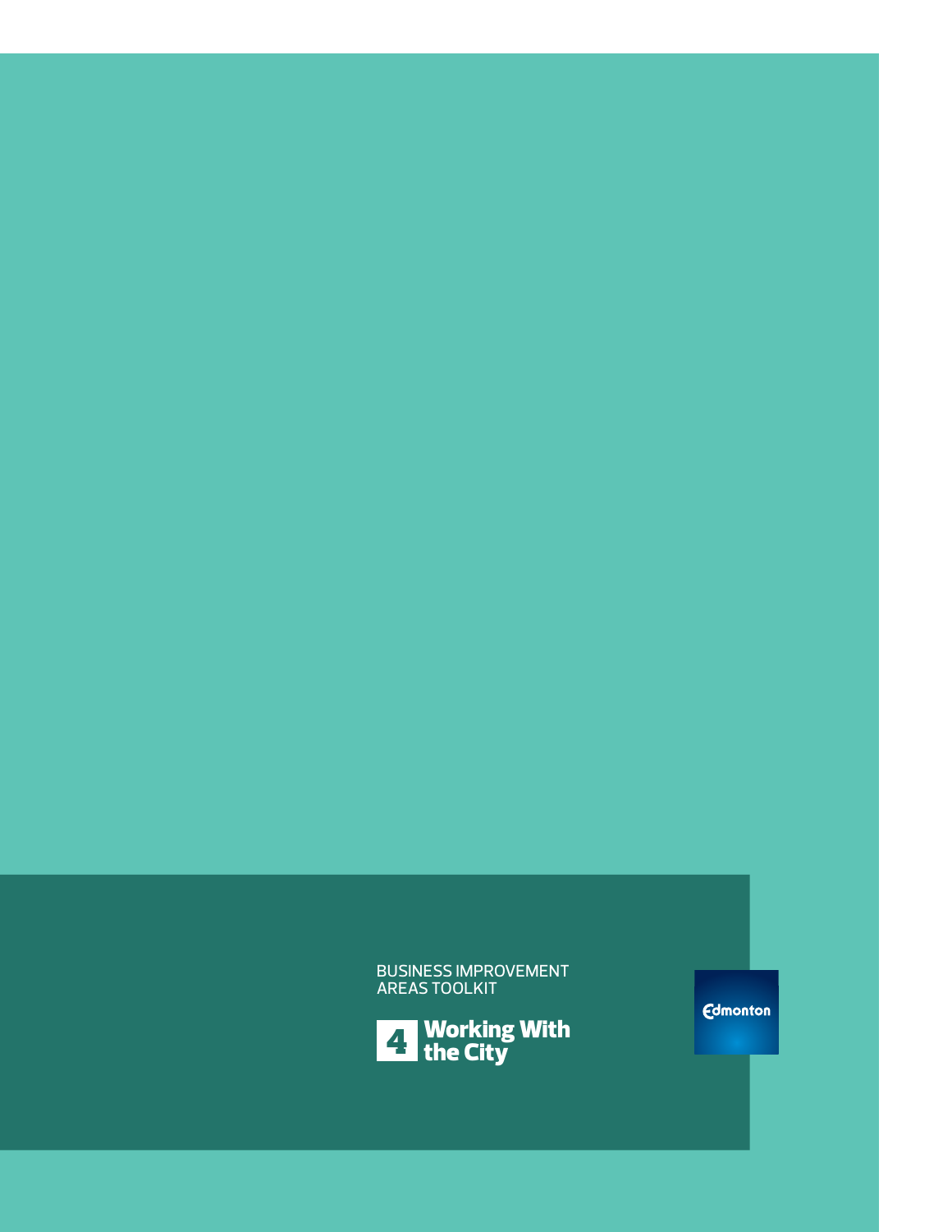BUSINESS IMPROVEMENT AREAS TOOLKIT

# 4 Working With the City

Edmonton